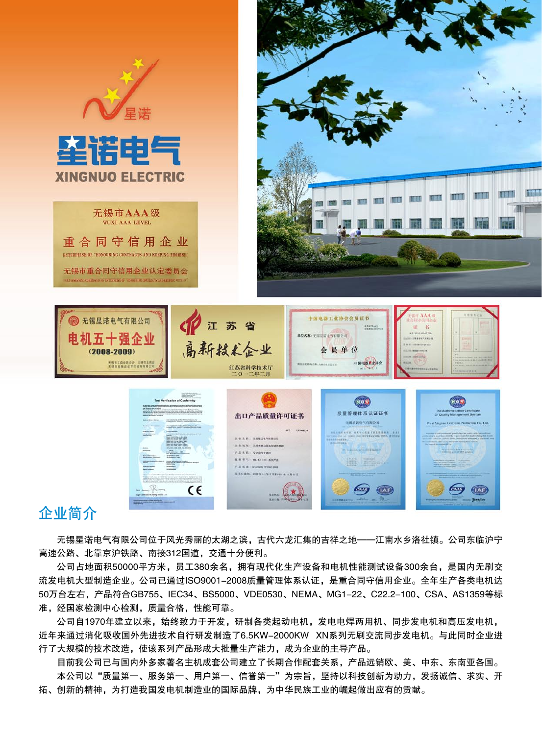# 星诺电气

XINGNUO ELECTRIC

## 企业简介

无锡星诺电气有限公司位于风光秀丽的太湖之滨，古代六龙汇集的吉祥之地——江南水乡洛社镇。公司东临沪宁高速公路、北靠京沪铁路、南接312国道，交通十分便利。

公司占地面积50000平方米，员工380余名，拥有现代化生产设备和电机性能测试设备300余台，是国内无刷交流发电机大型制造企业。公司已通过ISO9001-2008质量管理体系认证，是重合同守信用企业。全年生产各类电机达50万台左右，产品符合GB755、IEC34、BS5000、VDE0530、NEMA、MG1-22、C22.2-100、CSA、AS1359等标准，经国家检测中心检测，质量合格，性能可靠。

公司自1970年建立以来，始终致力于开发，研制各类起动电机，发电电焊两用机、同步发电机和高压发电机，近年来通过消化吸收国外先进技术自行研发制造了6.5KW-2000KW XN系列无刷交流同步发电机。与此同时企业进行了大规模的技术改造，使该系列产品形成大批量生产能力，成为企业的主导产品。

目前我公司已与国内外多家著名主机成套公司建立了长期合作配套关系，产品远销欧、美、中东、东南亚各国。

本公司以“质量第一、服务第一、用户第一、信誉第一”为宗旨，坚持以科技创新为动力，发扬诚信、求实、开拓、创新的精神，为打造我国发电机制造业的国际品牌，为中华民族工业的崛起做出应有的贡献。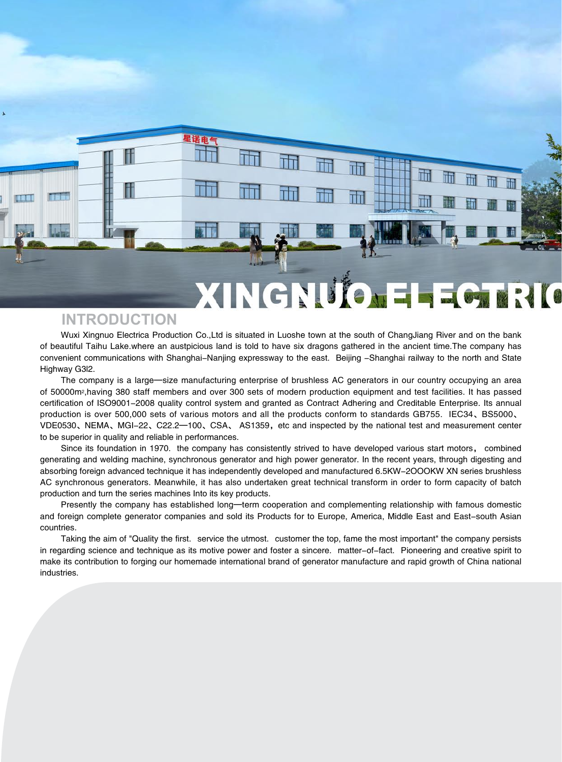XINGNUO ELECTRIC

## INTRODUCTION

Wuxi Xingnuo Electrica Production Co.,Ltd is situated in Luoshe town at the south of ChangJiang River and on the bank of beautiful Taihu Lake.where an austpicious land is told to have six dragons gathered in the ancient time.The company has convenient communications with Shanghai–Nanjing expressway to the east. Beijing –Shanghai railway to the north and State Highway G3l2.

The company is a large—size manufacturing enterprise of brushless AC generators in our country occupying an area of 50000m$^2$,having 380 staff members and over 300 sets of modern production equipment and test facilities. It has passed certification of ISO9001–2008 quality control system and granted as Contract Adhering and Creditable Enterprise. Its annual production is over 500,000 sets of various motors and all the products conform to standards GB755. IEC34、BS5000、VDE0530、NEMA、MGI–22、C22.2—100、CSA、 AS1359，etc and inspected by the national test and measurement center to be superior in quality and reliable in performances.

Since its foundation in 1970. the company has consistently strived to have developed various start motors， combined generating and welding machine, synchronous generator and high power generator. In the recent years, through digesting and absorbing foreign advanced technique it has independently developed and manufactured 6.5KW–2OOOKW XN series brushless AC synchronous generators. Meanwhile, it has also undertaken great technical transform in order to form capacity of batch production and turn the series machines Into its key products.

Presently the company has established long—term cooperation and complementing relationship with famous domestic and foreign complete generator companies and sold its Products for to Europe, America, Middle East and East–south Asian countries.

Taking the aim of "Quality the first. service the utmost. customer the top, fame the most important" the company persists in regarding science and technique as its motive power and foster a sincere. matter–of–fact. Pioneering and creative spirit to make its contribution to forging our homemade international brand of generator manufacture and rapid growth of China national industries.